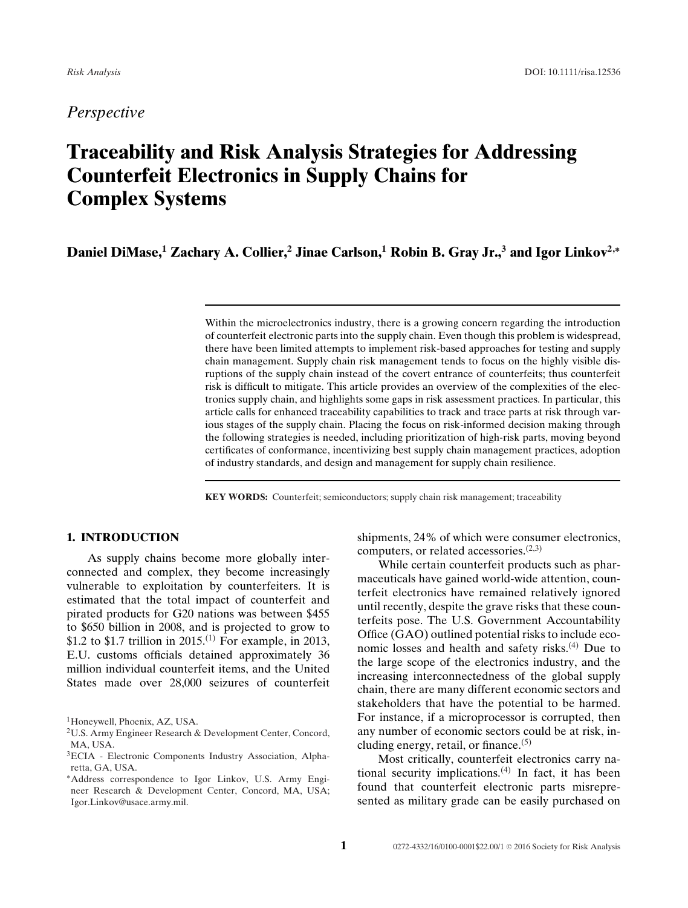*Perspective*

# Traceability and Risk Analysis Strategies for Addressing Counterfeit Electronics in Supply Chains for Complex Systems

**Daniel DiMase,[1] Zachary A. Collier,[2] Jinae Carlson,[1] Robin B. Gray Jr.,[3] and Igor Linkov[2,*]**

Within the microelectronics industry, there is a growing concern regarding the introduction of counterfeit electronic parts into the supply chain. Even though this problem is widespread, there have been limited attempts to implement risk-based approaches for testing and supply chain management. Supply chain risk management tends to focus on the highly visible disruptions of the supply chain instead of the covert entrance of counterfeits; thus counterfeit risk is difficult to mitigate. This article provides an overview of the complexities of the electronics supply chain, and highlights some gaps in risk assessment practices. In particular, this article calls for enhanced traceability capabilities to track and trace parts at risk through various stages of the supply chain. Placing the focus on risk-informed decision making through the following strategies is needed, including prioritization of high-risk parts, moving beyond certificates of conformance, incentivizing best supply chain management practices, adoption of industry standards, and design and management for supply chain resilience.

**KEY WORDS:** Counterfeit; semiconductors; supply chain risk management; traceability

## 1. INTRODUCTION

As supply chains become more globally interconnected and complex, they become increasingly vulnerable to exploitation by counterfeiters. It is estimated that the total impact of counterfeit and pirated products for G20 nations was between \$455 to \$650 billion in 2008, and is projected to grow to \$1.2 to \$1.7 trillion in 2015.[1] For example, in 2013, E.U. customs officials detained approximately 36 million individual counterfeit items, and the United States made over 28,000 seizures of counterfeit shipments, 24% of which were consumer electronics, computers, or related accessories.[2,3]

While certain counterfeit products such as pharmaceuticals have gained world-wide attention, counterfeit electronics have remained relatively ignored until recently, despite the grave risks that these counterfeits pose. The U.S. Government Accountability Office (GAO) outlined potential risks to include economic losses and health and safety risks.[4] Due to the large scope of the electronics industry, and the increasing interconnectedness of the global supply chain, there are many different economic sectors and stakeholders that have the potential to be harmed. For instance, if a microprocessor is corrupted, then any number of economic sectors could be at risk, including energy, retail, or finance.[5]

Most critically, counterfeit electronics carry national security implications.[4] In fact, it has been found that counterfeit electronic parts misrepresented as military grade can be easily purchased on

[1]Honeywell, Phoenix, AZ, USA.

[2]U.S. Army Engineer Research & Development Center, Concord, MA, USA.

[3]ECIA - Electronic Components Industry Association, Alpharetta, GA, USA.

*Address correspondence to Igor Linkov, U.S. Army Engineer Research & Development Center, Concord, MA, USA; Igor.Linkov@usace.army.mil.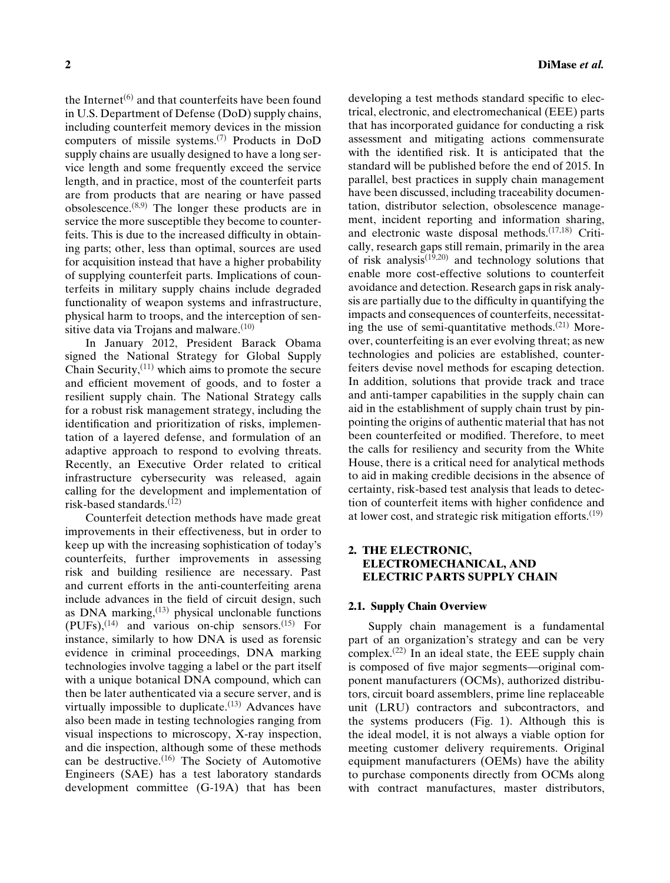the Internet[6] and that counterfeits have been found in U.S. Department of Defense (DoD) supply chains, including counterfeit memory devices in the mission computers of missile systems.[7] Products in DoD supply chains are usually designed to have a long service length and some frequently exceed the service length, and in practice, most of the counterfeit parts are from products that are nearing or have passed obsolescence.[8,9] The longer these products are in service the more susceptible they become to counterfeits. This is due to the increased difficulty in obtaining parts; other, less than optimal, sources are used for acquisition instead that have a higher probability of supplying counterfeit parts. Implications of counterfeits in military supply chains include degraded functionality of weapon systems and infrastructure, physical harm to troops, and the interception of sensitive data via Trojans and malware.[10]

In January 2012, President Barack Obama signed the National Strategy for Global Supply Chain Security,[11] which aims to promote the secure and efficient movement of goods, and to foster a resilient supply chain. The National Strategy calls for a robust risk management strategy, including the identification and prioritization of risks, implementation of a layered defense, and formulation of an adaptive approach to respond to evolving threats. Recently, an Executive Order related to critical infrastructure cybersecurity was released, again calling for the development and implementation of risk-based standards.[12]

Counterfeit detection methods have made great improvements in their effectiveness, but in order to keep up with the increasing sophistication of today's counterfeits, further improvements in assessing risk and building resilience are necessary. Past and current efforts in the anti-counterfeiting arena include advances in the field of circuit design, such as DNA marking,[13] physical unclonable functions (PUFs),[14] and various on-chip sensors.[15] For instance, similarly to how DNA is used as forensic evidence in criminal proceedings, DNA marking technologies involve tagging a label or the part itself with a unique botanical DNA compound, which can then be later authenticated via a secure server, and is virtually impossible to duplicate.[13] Advances have also been made in testing technologies ranging from visual inspections to microscopy, X-ray inspection, and die inspection, although some of these methods can be destructive.[16] The Society of Automotive Engineers (SAE) has a test laboratory standards development committee (G-19A) that has been developing a test methods standard specific to electrical, electronic, and electromechanical (EEE) parts that has incorporated guidance for conducting a risk assessment and mitigating actions commensurate with the identified risk. It is anticipated that the standard will be published before the end of 2015. In parallel, best practices in supply chain management have been discussed, including traceability documentation, distributor selection, obsolescence management, incident reporting and information sharing, and electronic waste disposal methods.[17,18] Critically, research gaps still remain, primarily in the area of risk analysis[19,20] and technology solutions that enable more cost-effective solutions to counterfeit avoidance and detection. Research gaps in risk analysis are partially due to the difficulty in quantifying the impacts and consequences of counterfeits, necessitating the use of semi-quantitative methods.[21] Moreover, counterfeiting is an ever evolving threat; as new technologies and policies are established, counterfeiters devise novel methods for escaping detection. In addition, solutions that provide track and trace and anti-tamper capabilities in the supply chain can aid in the establishment of supply chain trust by pinpointing the origins of authentic material that has not been counterfeited or modified. Therefore, to meet the calls for resiliency and security from the White House, there is a critical need for analytical methods to aid in making credible decisions in the absence of certainty, risk-based test analysis that leads to detection of counterfeit items with higher confidence and at lower cost, and strategic risk mitigation efforts.[19]

## 2. THE ELECTRONIC, ELECTROMECHANICAL, AND ELECTRIC PARTS SUPPLY CHAIN

### 2.1. Supply Chain Overview

Supply chain management is a fundamental part of an organization's strategy and can be very complex.[22] In an ideal state, the EEE supply chain is composed of five major segments—original component manufacturers (OCMs), authorized distributors, circuit board assemblers, prime line replaceable unit (LRU) contractors and subcontractors, and the systems producers (Fig. 1). Although this is the ideal model, it is not always a viable option for meeting customer delivery requirements. Original equipment manufacturers (OEMs) have the ability to purchase components directly from OCMs along with contract manufactures, master distributors,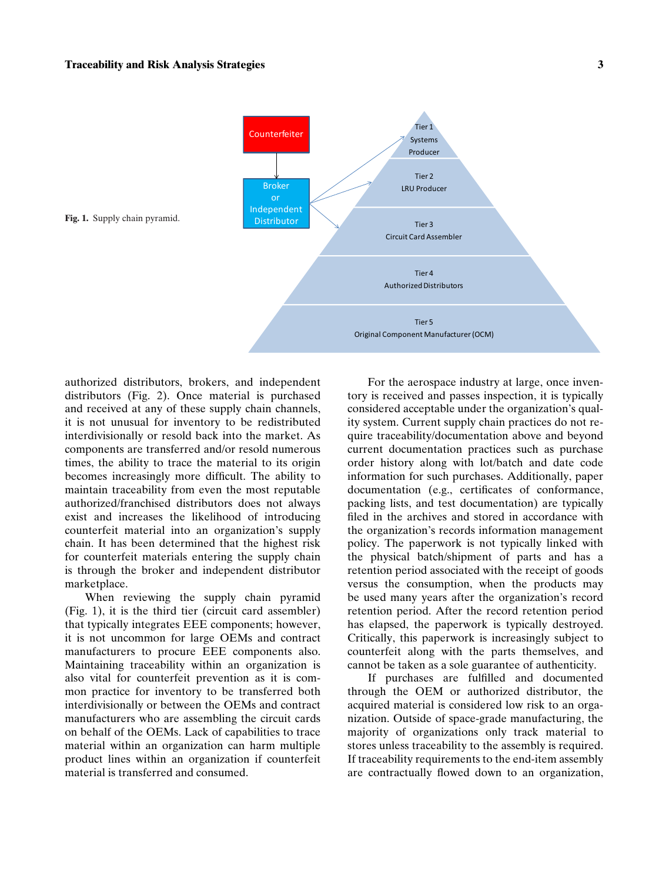Counterfeiter

Broker or Independent Distributor

Tier 1 Systems Producer

Tier 2 LRU Producer

Tier 3 Circuit Card Assembler

Tier 4 Authorized Distributors

Tier 5 Original Component Manufacturer (OCM)

**Fig. 1.** Supply chain pyramid.

authorized distributors, brokers, and independent distributors (Fig. 2). Once material is purchased and received at any of these supply chain channels, it is not unusual for inventory to be redistributed interdivisionally or resold back into the market. As components are transferred and/or resold numerous times, the ability to trace the material to its origin becomes increasingly more difficult. The ability to maintain traceability from even the most reputable authorized/franchised distributors does not always exist and increases the likelihood of introducing counterfeit material into an organization's supply chain. It has been determined that the highest risk for counterfeit materials entering the supply chain is through the broker and independent distributor marketplace.

When reviewing the supply chain pyramid (Fig. 1), it is the third tier (circuit card assembler) that typically integrates EEE components; however, it is not uncommon for large OEMs and contract manufacturers to procure EEE components also. Maintaining traceability within an organization is also vital for counterfeit prevention as it is common practice for inventory to be transferred both interdivisionally or between the OEMs and contract manufacturers who are assembling the circuit cards on behalf of the OEMs. Lack of capabilities to trace material within an organization can harm multiple product lines within an organization if counterfeit material is transferred and consumed.

For the aerospace industry at large, once inventory is received and passes inspection, it is typically considered acceptable under the organization's quality system. Current supply chain practices do not require traceability/documentation above and beyond current documentation practices such as purchase order history along with lot/batch and date code information for such purchases. Additionally, paper documentation (e.g., certificates of conformance, packing lists, and test documentation) are typically filed in the archives and stored in accordance with the organization's records information management policy. The paperwork is not typically linked with the physical batch/shipment of parts and has a retention period associated with the receipt of goods versus the consumption, when the products may be used many years after the organization's record retention period. After the record retention period has elapsed, the paperwork is typically destroyed. Critically, this paperwork is increasingly subject to counterfeit along with the parts themselves, and cannot be taken as a sole guarantee of authenticity.

If purchases are fulfilled and documented through the OEM or authorized distributor, the acquired material is considered low risk to an organization. Outside of space-grade manufacturing, the majority of organizations only track material to stores unless traceability to the assembly is required. If traceability requirements to the end-item assembly are contractually flowed down to an organization,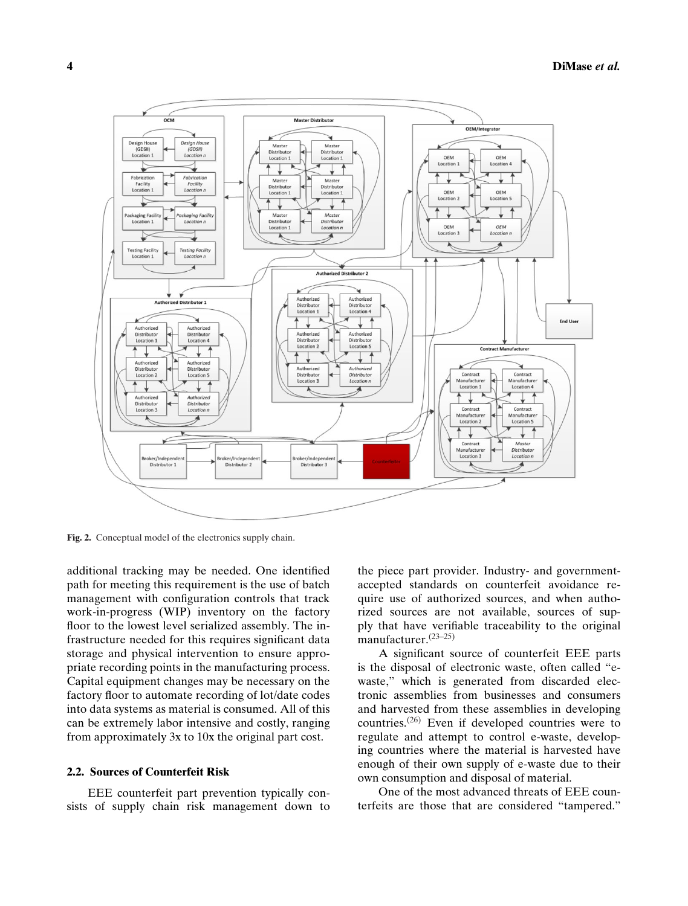Fig. 2. Conceptual model of the electronics supply chain.

additional tracking may be needed. One identified path for meeting this requirement is the use of batch management with configuration controls that track work-in-progress (WIP) inventory on the factory floor to the lowest level serialized assembly. The infrastructure needed for this requires significant data storage and physical intervention to ensure appropriate recording points in the manufacturing process. Capital equipment changes may be necessary on the factory floor to automate recording of lot/date codes into data systems as material is consumed. All of this can be extremely labor intensive and costly, ranging from approximately 3x to 10x the original part cost.

### 2.2. Sources of Counterfeit Risk

EEE counterfeit part prevention typically consists of supply chain risk management down to the piece part provider. Industry- and government-accepted standards on counterfeit avoidance require use of authorized sources, and when authorized sources are not available, sources of supply that have verifiable traceability to the original manufacturer.[23–25]

A significant source of counterfeit EEE parts is the disposal of electronic waste, often called "e-waste," which is generated from discarded electronic assemblies from businesses and consumers and harvested from these assemblies in developing countries.[26] Even if developed countries were to regulate and attempt to control e-waste, developing countries where the material is harvested have enough of their own supply of e-waste due to their own consumption and disposal of material.

One of the most advanced threats of EEE counterfeits are those that are considered "tampered."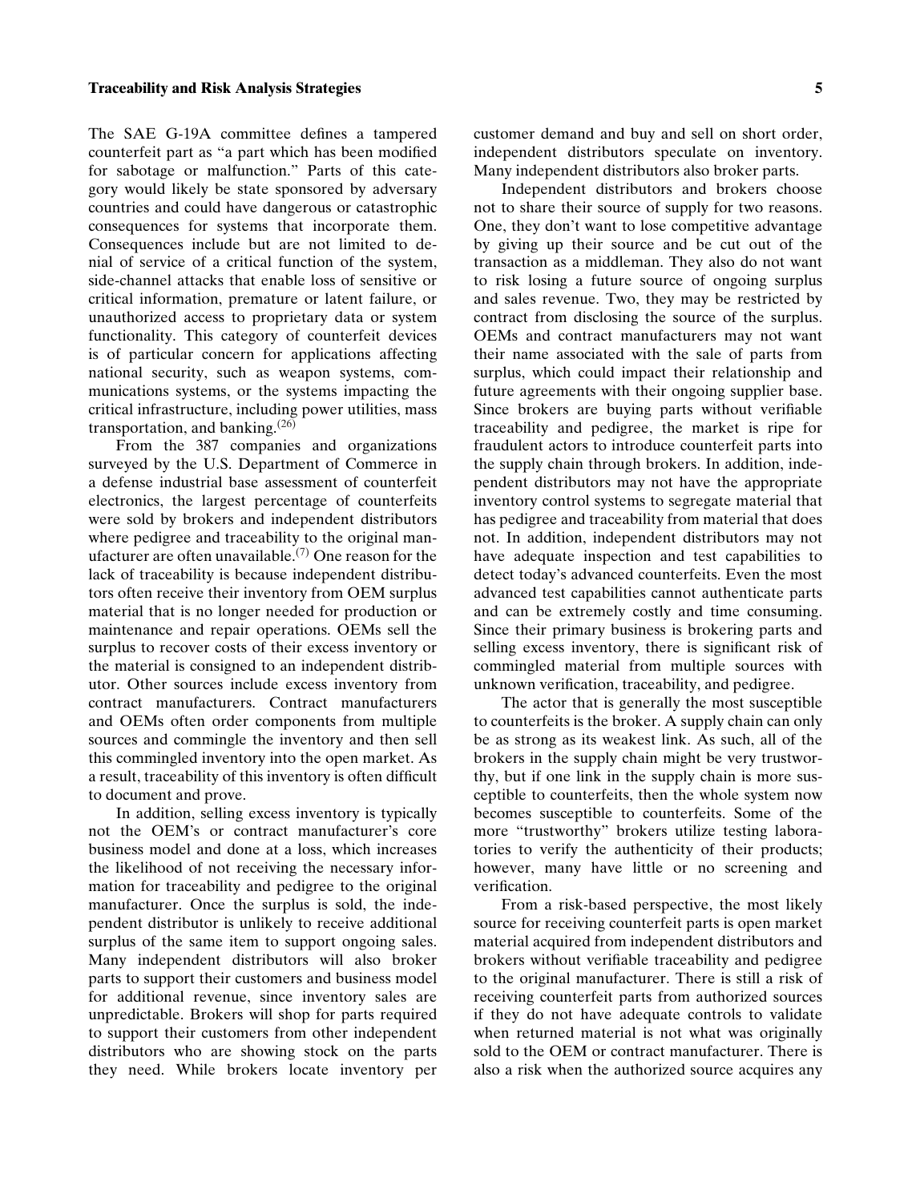The SAE G-19A committee defines a tampered counterfeit part as "a part which has been modified for sabotage or malfunction." Parts of this category would likely be state sponsored by adversary countries and could have dangerous or catastrophic consequences for systems that incorporate them. Consequences include but are not limited to denial of service of a critical function of the system, side-channel attacks that enable loss of sensitive or critical information, premature or latent failure, or unauthorized access to proprietary data or system functionality. This category of counterfeit devices is of particular concern for applications affecting national security, such as weapon systems, communications systems, or the systems impacting the critical infrastructure, including power utilities, mass transportation, and banking.[26]

From the 387 companies and organizations surveyed by the U.S. Department of Commerce in a defense industrial base assessment of counterfeit electronics, the largest percentage of counterfeits were sold by brokers and independent distributors where pedigree and traceability to the original manufacturer are often unavailable.[7] One reason for the lack of traceability is because independent distributors often receive their inventory from OEM surplus material that is no longer needed for production or maintenance and repair operations. OEMs sell the surplus to recover costs of their excess inventory or the material is consigned to an independent distributor. Other sources include excess inventory from contract manufacturers. Contract manufacturers and OEMs often order components from multiple sources and commingle the inventory and then sell this commingled inventory into the open market. As a result, traceability of this inventory is often difficult to document and prove.

In addition, selling excess inventory is typically not the OEM's or contract manufacturer's core business model and done at a loss, which increases the likelihood of not receiving the necessary information for traceability and pedigree to the original manufacturer. Once the surplus is sold, the independent distributor is unlikely to receive additional surplus of the same item to support ongoing sales. Many independent distributors will also broker parts to support their customers and business model for additional revenue, since inventory sales are unpredictable. Brokers will shop for parts required to support their customers from other independent distributors who are showing stock on the parts they need. While brokers locate inventory per customer demand and buy and sell on short order, independent distributors speculate on inventory. Many independent distributors also broker parts.

Independent distributors and brokers choose not to share their source of supply for two reasons. One, they don't want to lose competitive advantage by giving up their source and be cut out of the transaction as a middleman. They also do not want to risk losing a future source of ongoing surplus and sales revenue. Two, they may be restricted by contract from disclosing the source of the surplus. OEMs and contract manufacturers may not want their name associated with the sale of parts from surplus, which could impact their relationship and future agreements with their ongoing supplier base. Since brokers are buying parts without verifiable traceability and pedigree, the market is ripe for fraudulent actors to introduce counterfeit parts into the supply chain through brokers. In addition, independent distributors may not have the appropriate inventory control systems to segregate material that has pedigree and traceability from material that does not. In addition, independent distributors may not have adequate inspection and test capabilities to detect today's advanced counterfeits. Even the most advanced test capabilities cannot authenticate parts and can be extremely costly and time consuming. Since their primary business is brokering parts and selling excess inventory, there is significant risk of commingled material from multiple sources with unknown verification, traceability, and pedigree.

The actor that is generally the most susceptible to counterfeits is the broker. A supply chain can only be as strong as its weakest link. As such, all of the brokers in the supply chain might be very trustworthy, but if one link in the supply chain is more susceptible to counterfeits, then the whole system now becomes susceptible to counterfeits. Some of the more "trustworthy" brokers utilize testing laboratories to verify the authenticity of their products; however, many have little or no screening and verification.

From a risk-based perspective, the most likely source for receiving counterfeit parts is open market material acquired from independent distributors and brokers without verifiable traceability and pedigree to the original manufacturer. There is still a risk of receiving counterfeit parts from authorized sources if they do not have adequate controls to validate when returned material is not what was originally sold to the OEM or contract manufacturer. There is also a risk when the authorized source acquires any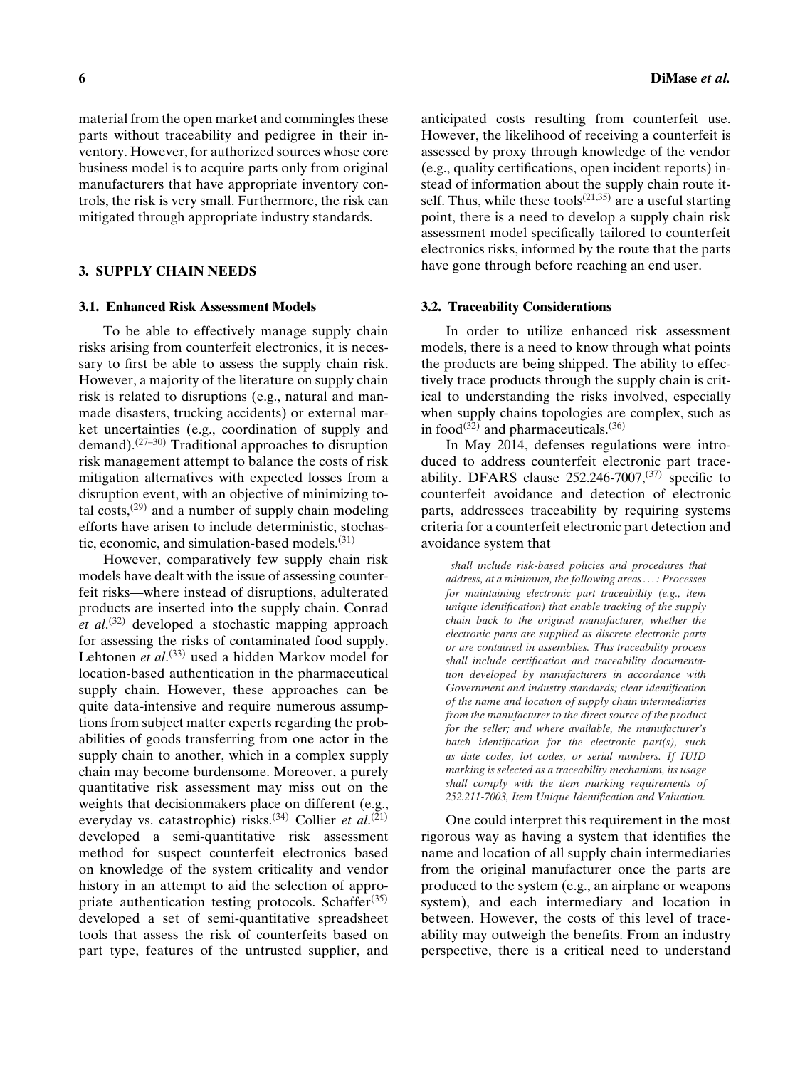material from the open market and commingles these parts without traceability and pedigree in their inventory. However, for authorized sources whose core business model is to acquire parts only from original manufacturers that have appropriate inventory controls, the risk is very small. Furthermore, the risk can mitigated through appropriate industry standards.

## 3. SUPPLY CHAIN NEEDS

### 3.1. Enhanced Risk Assessment Models

To be able to effectively manage supply chain risks arising from counterfeit electronics, it is necessary to first be able to assess the supply chain risk. However, a majority of the literature on supply chain risk is related to disruptions (e.g., natural and manmade disasters, trucking accidents) or external market uncertainties (e.g., coordination of supply and demand).[27–30] Traditional approaches to disruption risk management attempt to balance the costs of risk mitigation alternatives with expected losses from a disruption event, with an objective of minimizing total costs,[29] and a number of supply chain modeling efforts have arisen to include deterministic, stochastic, economic, and simulation-based models.[31]

However, comparatively few supply chain risk models have dealt with the issue of assessing counterfeit risks—where instead of disruptions, adulterated products are inserted into the supply chain. Conrad *et al*.[32] developed a stochastic mapping approach for assessing the risks of contaminated food supply. Lehtonen *et al*.[33] used a hidden Markov model for location-based authentication in the pharmaceutical supply chain. However, these approaches can be quite data-intensive and require numerous assumptions from subject matter experts regarding the probabilities of goods transferring from one actor in the supply chain to another, which in a complex supply chain may become burdensome. Moreover, a purely quantitative risk assessment may miss out on the weights that decisionmakers place on different (e.g., everyday vs. catastrophic) risks.[34] Collier *et al*.[21] developed a semi-quantitative risk assessment method for suspect counterfeit electronics based on knowledge of the system criticality and vendor history in an attempt to aid the selection of appropriate authentication testing protocols. Schaffer[35] developed a set of semi-quantitative spreadsheet tools that assess the risk of counterfeits based on part type, features of the untrusted supplier, and anticipated costs resulting from counterfeit use. However, the likelihood of receiving a counterfeit is assessed by proxy through knowledge of the vendor (e.g., quality certifications, open incident reports) instead of information about the supply chain route itself. Thus, while these tools[21,35] are a useful starting point, there is a need to develop a supply chain risk assessment model specifically tailored to counterfeit electronics risks, informed by the route that the parts have gone through before reaching an end user.

### 3.2. Traceability Considerations

In order to utilize enhanced risk assessment models, there is a need to know through what points the products are being shipped. The ability to effectively trace products through the supply chain is critical to understanding the risks involved, especially when supply chains topologies are complex, such as in food[32] and pharmaceuticals.[36]

In May 2014, defenses regulations were introduced to address counterfeit electronic part traceability. DFARS clause 252.246-7007,[37] specific to counterfeit avoidance and detection of electronic parts, addressees traceability by requiring systems criteria for a counterfeit electronic part detection and avoidance system that

> *shall include risk-based policies and procedures that address, at a minimum, the following areas . . . : Processes for maintaining electronic part traceability (e.g., item unique identification) that enable tracking of the supply chain back to the original manufacturer, whether the electronic parts are supplied as discrete electronic parts or are contained in assemblies. This traceability process shall include certification and traceability documentation developed by manufacturers in accordance with Government and industry standards; clear identification of the name and location of supply chain intermediaries from the manufacturer to the direct source of the product for the seller; and where available, the manufacturer's batch identification for the electronic part(s), such as date codes, lot codes, or serial numbers. If IUID marking is selected as a traceability mechanism, its usage shall comply with the item marking requirements of 252.211-7003, Item Unique Identification and Valuation.*

One could interpret this requirement in the most rigorous way as having a system that identifies the name and location of all supply chain intermediaries from the original manufacturer once the parts are produced to the system (e.g., an airplane or weapons system), and each intermediary and location in between. However, the costs of this level of traceability may outweigh the benefits. From an industry perspective, there is a critical need to understand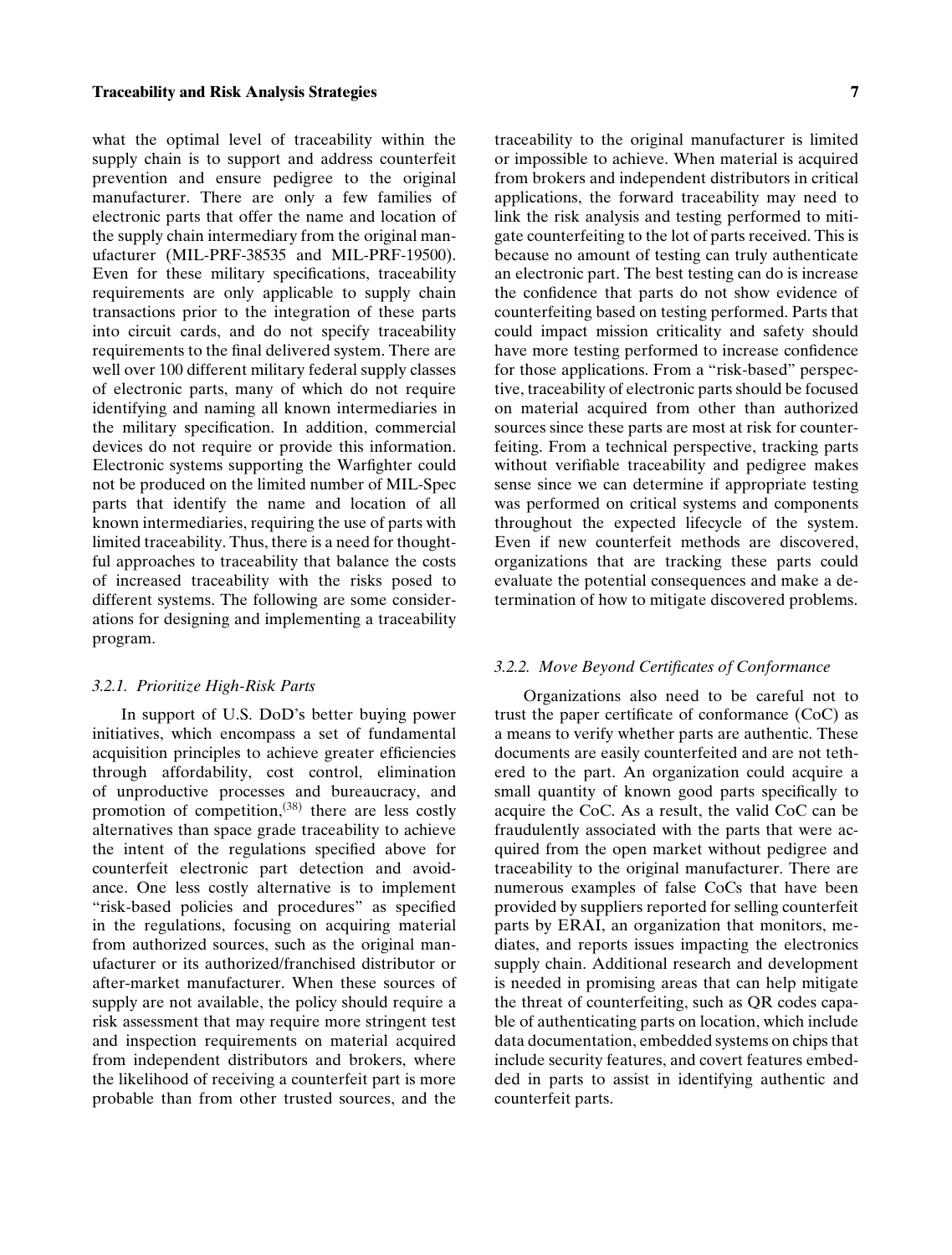what the optimal level of traceability within the supply chain is to support and address counterfeit prevention and ensure pedigree to the original manufacturer. There are only a few families of electronic parts that offer the name and location of the supply chain intermediary from the original manufacturer (MIL-PRF-38535 and MIL-PRF-19500). Even for these military specifications, traceability requirements are only applicable to supply chain transactions prior to the integration of these parts into circuit cards, and do not specify traceability requirements to the final delivered system. There are well over 100 different military federal supply classes of electronic parts, many of which do not require identifying and naming all known intermediaries in the military specification. In addition, commercial devices do not require or provide this information. Electronic systems supporting the Warfighter could not be produced on the limited number of MIL-Spec parts that identify the name and location of all known intermediaries, requiring the use of parts with limited traceability. Thus, there is a need for thoughtful approaches to traceability that balance the costs of increased traceability with the risks posed to different systems. The following are some considerations for designing and implementing a traceability program.

### *3.2.1. Prioritize High-Risk Parts*

In support of U.S. DoD's better buying power initiatives, which encompass a set of fundamental acquisition principles to achieve greater efficiencies through affordability, cost control, elimination of unproductive processes and bureaucracy, and promotion of competition,[38] there are less costly alternatives than space grade traceability to achieve the intent of the regulations specified above for counterfeit electronic part detection and avoidance. One less costly alternative is to implement "risk-based policies and procedures" as specified in the regulations, focusing on acquiring material from authorized sources, such as the original manufacturer or its authorized/franchised distributor or after-market manufacturer. When these sources of supply are not available, the policy should require a risk assessment that may require more stringent test and inspection requirements on material acquired from independent distributors and brokers, where the likelihood of receiving a counterfeit part is more probable than from other trusted sources, and the traceability to the original manufacturer is limited or impossible to achieve. When material is acquired from brokers and independent distributors in critical applications, the forward traceability may need to link the risk analysis and testing performed to mitigate counterfeiting to the lot of parts received. This is because no amount of testing can truly authenticate an electronic part. The best testing can do is increase the confidence that parts do not show evidence of counterfeiting based on testing performed. Parts that could impact mission criticality and safety should have more testing performed to increase confidence for those applications. From a "risk-based" perspective, traceability of electronic parts should be focused on material acquired from other than authorized sources since these parts are most at risk for counterfeiting. From a technical perspective, tracking parts without verifiable traceability and pedigree makes sense since we can determine if appropriate testing was performed on critical systems and components throughout the expected lifecycle of the system. Even if new counterfeit methods are discovered, organizations that are tracking these parts could evaluate the potential consequences and make a determination of how to mitigate discovered problems.

### *3.2.2. Move Beyond Certificates of Conformance*

Organizations also need to be careful not to trust the paper certificate of conformance (CoC) as a means to verify whether parts are authentic. These documents are easily counterfeited and are not tethered to the part. An organization could acquire a small quantity of known good parts specifically to acquire the CoC. As a result, the valid CoC can be fraudulently associated with the parts that were acquired from the open market without pedigree and traceability to the original manufacturer. There are numerous examples of false CoCs that have been provided by suppliers reported for selling counterfeit parts by ERAI, an organization that monitors, mediates, and reports issues impacting the electronics supply chain. Additional research and development is needed in promising areas that can help mitigate the threat of counterfeiting, such as QR codes capable of authenticating parts on location, which include data documentation, embedded systems on chips that include security features, and covert features embedded in parts to assist in identifying authentic and counterfeit parts.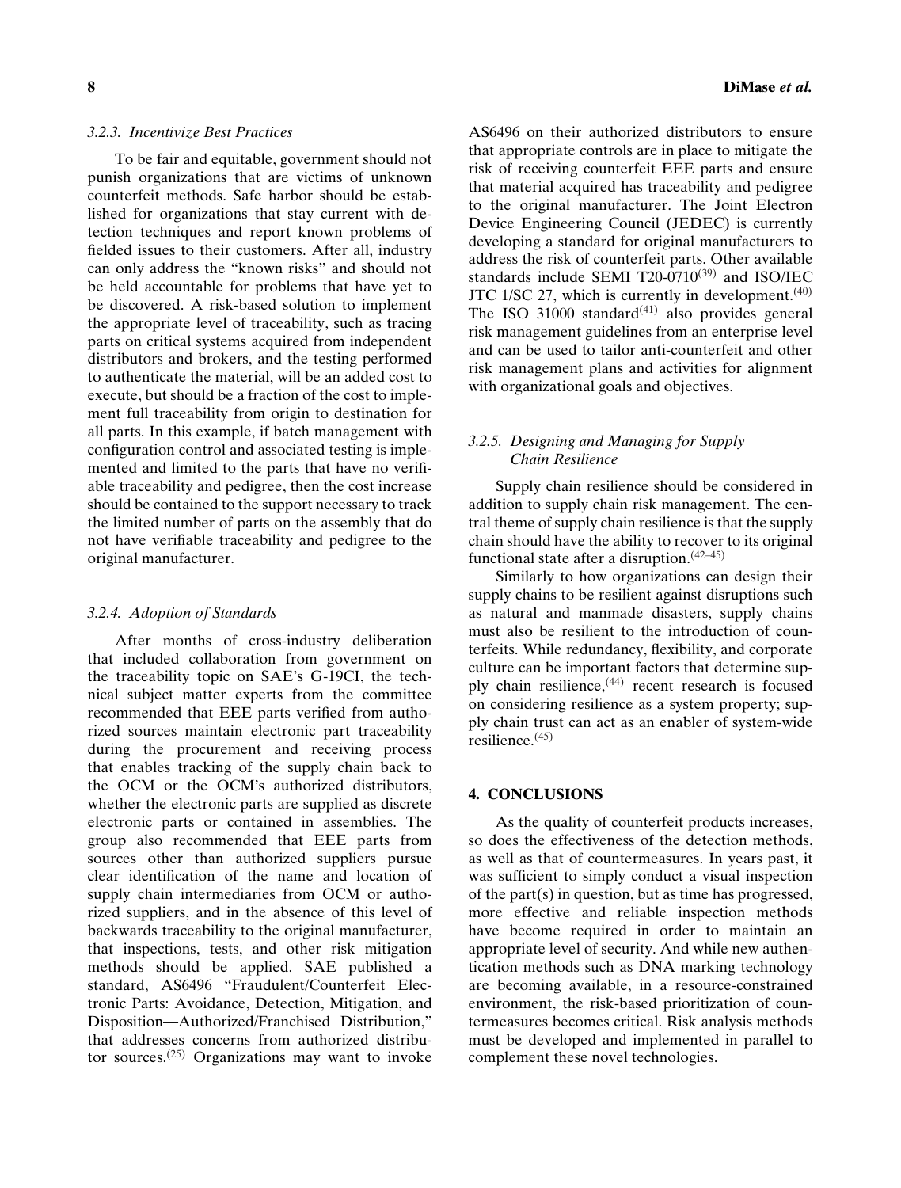### 3.2.3. Incentivize Best Practices

To be fair and equitable, government should not punish organizations that are victims of unknown counterfeit methods. Safe harbor should be established for organizations that stay current with detection techniques and report known problems of fielded issues to their customers. After all, industry can only address the "known risks" and should not be held accountable for problems that have yet to be discovered. A risk-based solution to implement the appropriate level of traceability, such as tracing parts on critical systems acquired from independent distributors and brokers, and the testing performed to authenticate the material, will be an added cost to execute, but should be a fraction of the cost to implement full traceability from origin to destination for all parts. In this example, if batch management with configuration control and associated testing is implemented and limited to the parts that have no verifiable traceability and pedigree, then the cost increase should be contained to the support necessary to track the limited number of parts on the assembly that do not have verifiable traceability and pedigree to the original manufacturer.

### 3.2.4. Adoption of Standards

After months of cross-industry deliberation that included collaboration from government on the traceability topic on SAE's G-19CI, the technical subject matter experts from the committee recommended that EEE parts verified from authorized sources maintain electronic part traceability during the procurement and receiving process that enables tracking of the supply chain back to the OCM or the OCM's authorized distributors, whether the electronic parts are supplied as discrete electronic parts or contained in assemblies. The group also recommended that EEE parts from sources other than authorized suppliers pursue clear identification of the name and location of supply chain intermediaries from OCM or authorized suppliers, and in the absence of this level of backwards traceability to the original manufacturer, that inspections, tests, and other risk mitigation methods should be applied. SAE published a standard, AS6496 "Fraudulent/Counterfeit Electronic Parts: Avoidance, Detection, Mitigation, and Disposition—Authorized/Franchised Distribution," that addresses concerns from authorized distributor sources.[25] Organizations may want to invoke AS6496 on their authorized distributors to ensure that appropriate controls are in place to mitigate the risk of receiving counterfeit EEE parts and ensure that material acquired has traceability and pedigree to the original manufacturer. The Joint Electron Device Engineering Council (JEDEC) is currently developing a standard for original manufacturers to address the risk of counterfeit parts. Other available standards include SEMI T20-0710[39] and ISO/IEC JTC 1/SC 27, which is currently in development.[40] The ISO 31000 standard[41] also provides general risk management guidelines from an enterprise level and can be used to tailor anti-counterfeit and other risk management plans and activities for alignment with organizational goals and objectives.

### 3.2.5. Designing and Managing for Supply Chain Resilience

Supply chain resilience should be considered in addition to supply chain risk management. The central theme of supply chain resilience is that the supply chain should have the ability to recover to its original functional state after a disruption.[42–45]

Similarly to how organizations can design their supply chains to be resilient against disruptions such as natural and manmade disasters, supply chains must also be resilient to the introduction of counterfeits. While redundancy, flexibility, and corporate culture can be important factors that determine supply chain resilience,[44] recent research is focused on considering resilience as a system property; supply chain trust can act as an enabler of system-wide resilience.[45]

## 4. CONCLUSIONS

As the quality of counterfeit products increases, so does the effectiveness of the detection methods, as well as that of countermeasures. In years past, it was sufficient to simply conduct a visual inspection of the part(s) in question, but as time has progressed, more effective and reliable inspection methods have become required in order to maintain an appropriate level of security. And while new authentication methods such as DNA marking technology are becoming available, in a resource-constrained environment, the risk-based prioritization of countermeasures becomes critical. Risk analysis methods must be developed and implemented in parallel to complement these novel technologies.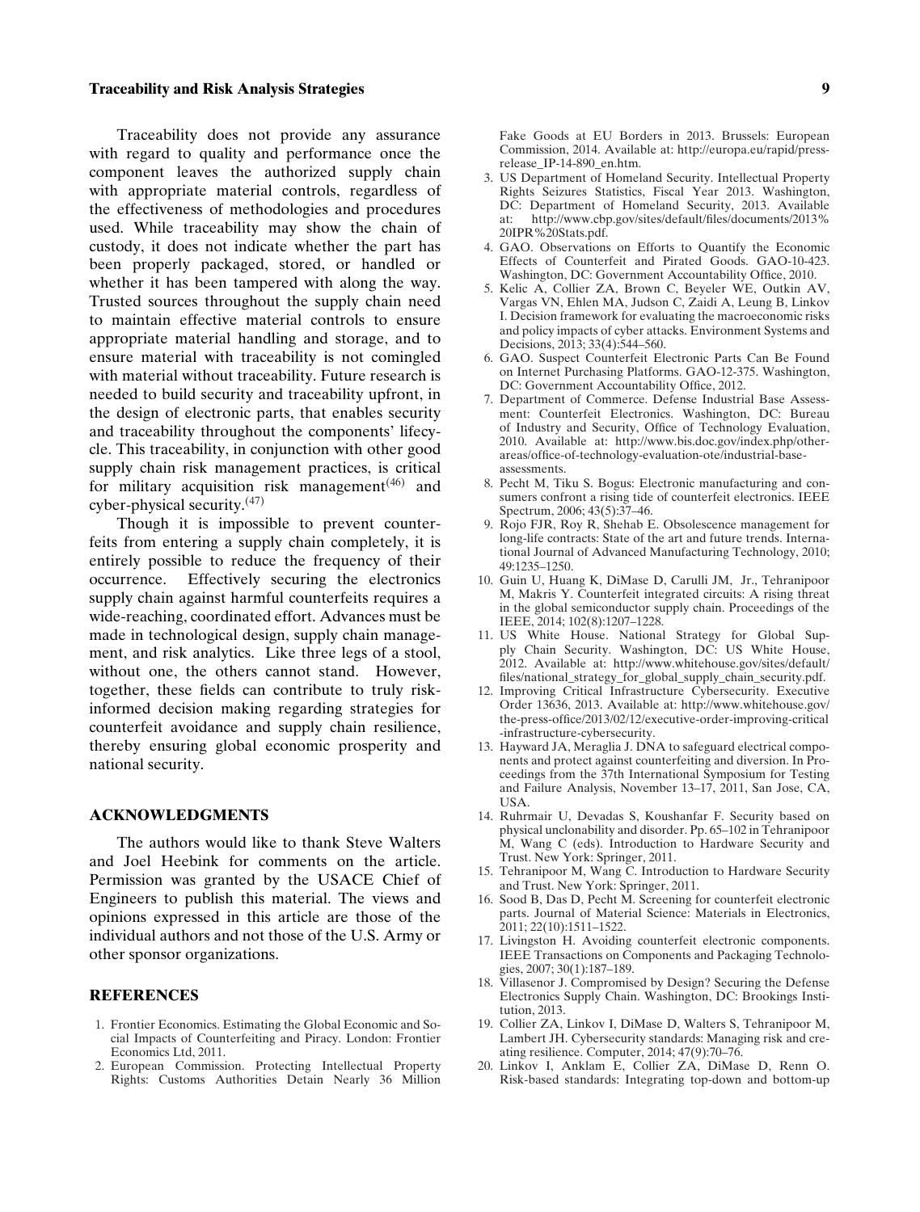Traceability does not provide any assurance with regard to quality and performance once the component leaves the authorized supply chain with appropriate material controls, regardless of the effectiveness of methodologies and procedures used. While traceability may show the chain of custody, it does not indicate whether the part has been properly packaged, stored, or handled or whether it has been tampered with along the way. Trusted sources throughout the supply chain need to maintain effective material controls to ensure appropriate material handling and storage, and to ensure material with traceability is not comingled with material without traceability. Future research is needed to build security and traceability upfront, in the design of electronic parts, that enables security and traceability throughout the components' lifecycle. This traceability, in conjunction with other good supply chain risk management practices, is critical for military acquisition risk management[46] and cyber-physical security.[47]

Though it is impossible to prevent counterfeits from entering a supply chain completely, it is entirely possible to reduce the frequency of their occurrence. Effectively securing the electronics supply chain against harmful counterfeits requires a wide-reaching, coordinated effort. Advances must be made in technological design, supply chain management, and risk analytics. Like three legs of a stool, without one, the others cannot stand. However, together, these fields can contribute to truly risk-informed decision making regarding strategies for counterfeit avoidance and supply chain resilience, thereby ensuring global economic prosperity and national security.

## ACKNOWLEDGMENTS

The authors would like to thank Steve Walters and Joel Heebink for comments on the article. Permission was granted by the USACE Chief of Engineers to publish this material. The views and opinions expressed in this article are those of the individual authors and not those of the U.S. Army or other sponsor organizations.

## REFERENCES

1. Frontier Economics. Estimating the Global Economic and Social Impacts of Counterfeiting and Piracy. London: Frontier Economics Ltd, 2011.
2. European Commission. Protecting Intellectual Property Rights: Customs Authorities Detain Nearly 36 Million Fake Goods at EU Borders in 2013. Brussels: European Commission, 2014. Available at: http://europa.eu/rapid/press-release_IP-14-890_en.htm.
3. US Department of Homeland Security. Intellectual Property Rights Seizures Statistics, Fiscal Year 2013. Washington, DC: Department of Homeland Security, 2013. Available at: http://www.cbp.gov/sites/default/files/documents/2013%20IPR%20Stats.pdf.
4. GAO. Observations on Efforts to Quantify the Economic Effects of Counterfeit and Pirated Goods. GAO-10-423. Washington, DC: Government Accountability Office, 2010.
5. Kelic A, Collier ZA, Brown C, Beyeler WE, Outkin AV, Vargas VN, Ehlen MA, Judson C, Zaidi A, Leung B, Linkov I. Decision framework for evaluating the macroeconomic risks and policy impacts of cyber attacks. Environment Systems and Decisions, 2013; 33(4):544–560.
6. GAO. Suspect Counterfeit Electronic Parts Can Be Found on Internet Purchasing Platforms. GAO-12-375. Washington, DC: Government Accountability Office, 2012.
7. Department of Commerce. Defense Industrial Base Assessment: Counterfeit Electronics. Washington, DC: Bureau of Industry and Security, Office of Technology Evaluation, 2010. Available at: http://www.bis.doc.gov/index.php/other-areas/office-of-technology-evaluation-ote/industrial-base-assessments.
8. Pecht M, Tiku S. Bogus: Electronic manufacturing and consumers confront a rising tide of counterfeit electronics. IEEE Spectrum, 2006; 43(5):37–46.
9. Rojo FJR, Roy R, Shehab E. Obsolescence management for long-life contracts: State of the art and future trends. International Journal of Advanced Manufacturing Technology, 2010; 49:1235–1250.
10. Guin U, Huang K, DiMase D, Carulli JM, Jr., Tehranipoor M, Makris Y. Counterfeit integrated circuits: A rising threat in the global semiconductor supply chain. Proceedings of the IEEE, 2014; 102(8):1207–1228.
11. US White House. National Strategy for Global Supply Chain Security. Washington, DC: US White House, 2012. Available at: http://www.whitehouse.gov/sites/default/files/national_strategy_for_global_supply_chain_security.pdf.
12. Improving Critical Infrastructure Cybersecurity. Executive Order 13636, 2013. Available at: http://www.whitehouse.gov/the-press-office/2013/02/12/executive-order-improving-critical-infrastructure-cybersecurity.
13. Hayward JA, Meraglia J. DNA to safeguard electrical components and protect against counterfeiting and diversion. In Proceedings from the 37th International Symposium for Testing and Failure Analysis, November 13–17, 2011, San Jose, CA, USA.
14. Ruhrmair U, Devadas S, Koushanfar F. Security based on physical unclonability and disorder. Pp. 65–102 in Tehranipoor M, Wang C (eds). Introduction to Hardware Security and Trust. New York: Springer, 2011.
15. Tehranipoor M, Wang C. Introduction to Hardware Security and Trust. New York: Springer, 2011.
16. Sood B, Das D, Pecht M. Screening for counterfeit electronic parts. Journal of Material Science: Materials in Electronics, 2011; 22(10):1511–1522.
17. Livingston H. Avoiding counterfeit electronic components. IEEE Transactions on Components and Packaging Technologies, 2007; 30(1):187–189.
18. Villasenor J. Compromised by Design? Securing the Defense Electronics Supply Chain. Washington, DC: Brookings Institution, 2013.
19. Collier ZA, Linkov I, DiMase D, Walters S, Tehranipoor M, Lambert JH. Cybersecurity standards: Managing risk and creating resilience. Computer, 2014; 47(9):70–76.
20. Linkov I, Anklam E, Collier ZA, DiMase D, Renn O. Risk-based standards: Integrating top-down and bottom-up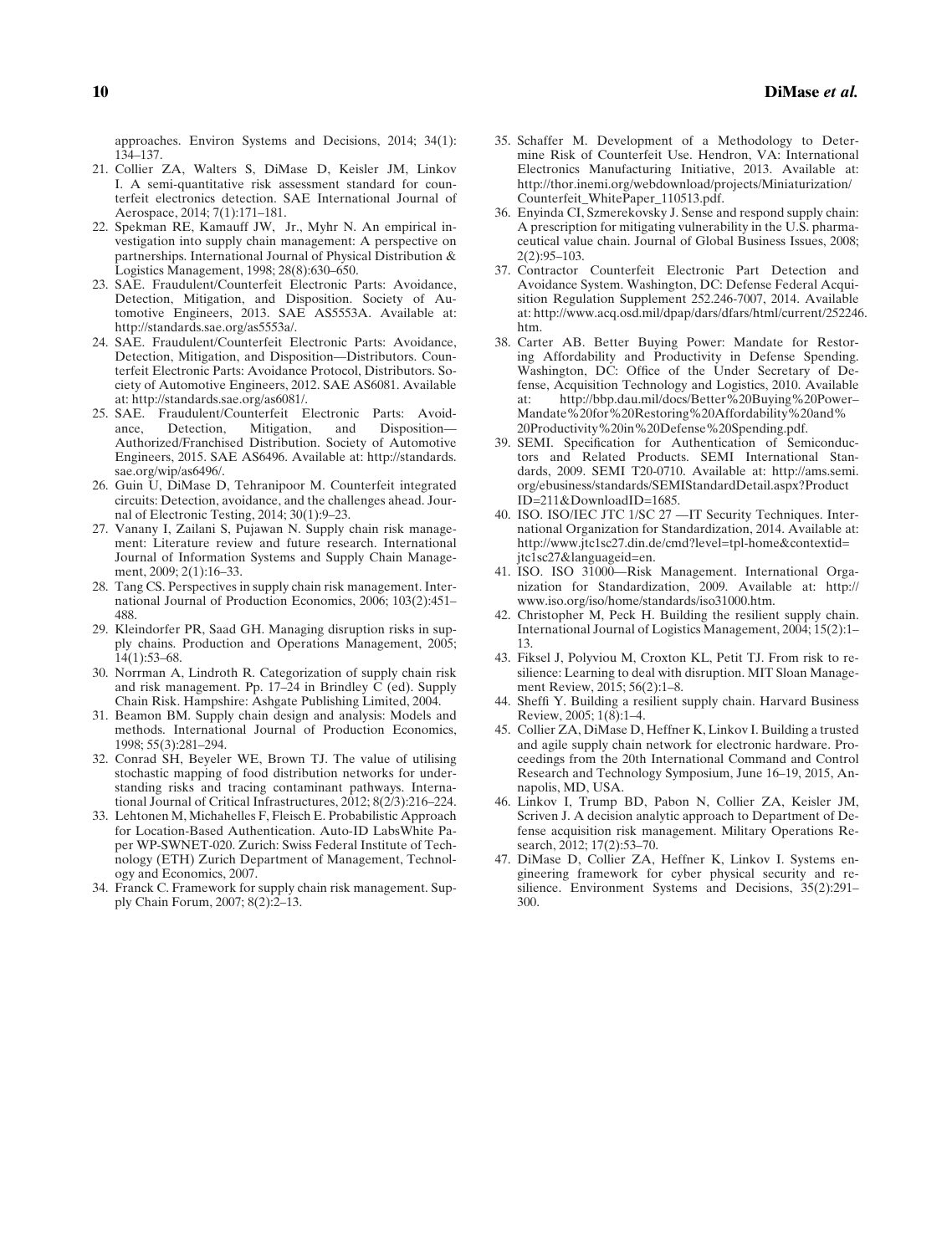approaches. Environ Systems and Decisions, 2014; 34(1): 134–137.

21. Collier ZA, Walters S, DiMase D, Keisler JM, Linkov I. A semi-quantitative risk assessment standard for counterfeit electronics detection. SAE International Journal of Aerospace, 2014; 7(1):171–181.
22. Spekman RE, Kamauff JW, Jr., Myhr N. An empirical investigation into supply chain management: A perspective on partnerships. International Journal of Physical Distribution & Logistics Management, 1998; 28(8):630–650.
23. SAE. Fraudulent/Counterfeit Electronic Parts: Avoidance, Detection, Mitigation, and Disposition. Society of Automotive Engineers, 2013. SAE AS5553A. Available at: http://standards.sae.org/as5553a/.
24. SAE. Fraudulent/Counterfeit Electronic Parts: Avoidance, Detection, Mitigation, and Disposition—Distributors. Counterfeit Electronic Parts: Avoidance Protocol, Distributors. Society of Automotive Engineers, 2012. SAE AS6081. Available at: http://standards.sae.org/as6081/.
25. SAE. Fraudulent/Counterfeit Electronic Parts: Avoidance, Detection, Mitigation, and Disposition—Authorized/Franchised Distribution. Society of Automotive Engineers, 2015. SAE AS6496. Available at: http://standards.sae.org/wip/as6496/.
26. Guin U, DiMase D, Tehranipoor M. Counterfeit integrated circuits: Detection, avoidance, and the challenges ahead. Journal of Electronic Testing, 2014; 30(1):9–23.
27. Vanany I, Zailani S, Pujawan N. Supply chain risk management: Literature review and future research. International Journal of Information Systems and Supply Chain Management, 2009; 2(1):16–33.
28. Tang CS. Perspectives in supply chain risk management. International Journal of Production Economics, 2006; 103(2):451–488.
29. Kleindorfer PR, Saad GH. Managing disruption risks in supply chains. Production and Operations Management, 2005; 14(1):53–68.
30. Norrman A, Lindroth R. Categorization of supply chain risk and risk management. Pp. 17–24 in Brindley C (ed). Supply Chain Risk. Hampshire: Ashgate Publishing Limited, 2004.
31. Beamon BM. Supply chain design and analysis: Models and methods. International Journal of Production Economics, 1998; 55(3):281–294.
32. Conrad SH, Beyeler WE, Brown TJ. The value of utilising stochastic mapping of food distribution networks for understanding risks and tracing contaminant pathways. International Journal of Critical Infrastructures, 2012; 8(2/3):216–224.
33. Lehtonen M, Michahelles F, Fleisch E. Probabilistic Approach for Location-Based Authentication. Auto-ID LabsWhite Paper WP-SWNET-020. Zurich: Swiss Federal Institute of Technology (ETH) Zurich Department of Management, Technology and Economics, 2007.
34. Franck C. Framework for supply chain risk management. Supply Chain Forum, 2007; 8(2):2–13.
35. Schaffer M. Development of a Methodology to Determine Risk of Counterfeit Use. Hendron, VA: International Electronics Manufacturing Initiative, 2013. Available at: http://thor.inemi.org/webdownload/projects/Miniaturization/Counterfeit_WhitePaper_110513.pdf.
36. Enyinda CI, Szmerekovsky J. Sense and respond supply chain: A prescription for mitigating vulnerability in the U.S. pharmaceutical value chain. Journal of Global Business Issues, 2008; 2(2):95–103.
37. Contractor Counterfeit Electronic Part Detection and Avoidance System. Washington, DC: Defense Federal Acquisition Regulation Supplement 252.246-7007, 2014. Available at: http://www.acq.osd.mil/dpap/dars/dfars/html/current/252246.htm.
38. Carter AB. Better Buying Power: Mandate for Restoring Affordability and Productivity in Defense Spending. Washington, DC: Office of the Under Secretary of Defense, Acquisition Technology and Logistics, 2010. Available at: http://bbp.dau.mil/docs/Better%20Buying%20Power–Mandate%20for%20Restoring%20Affordability%20and%20Productivity%20in%20Defense%20Spending.pdf.
39. SEMI. Specification for Authentication of Semiconductors and Related Products. SEMI International Standards, 2009. SEMI T20-0710. Available at: http://ams.semi.org/ebusiness/standards/SEMIStandardDetail.aspx?ProductID=211&DownloadID=1685.
40. ISO. ISO/IEC JTC 1/SC 27 —IT Security Techniques. International Organization for Standardization, 2014. Available at: http://www.jtc1sc27.din.de/cmd?level=tpl-home&contextid=jtc1sc27&languageid=en.
41. ISO. ISO 31000—Risk Management. International Organization for Standardization, 2009. Available at: http://www.iso.org/iso/home/standards/iso31000.htm.
42. Christopher M, Peck H. Building the resilient supply chain. International Journal of Logistics Management, 2004; 15(2):1–13.
43. Fiksel J, Polyviou M, Croxton KL, Petit TJ. From risk to resilience: Learning to deal with disruption. MIT Sloan Management Review, 2015; 56(2):1–8.
44. Sheffi Y. Building a resilient supply chain. Harvard Business Review, 2005; 1(8):1–4.
45. Collier ZA, DiMase D, Heffner K, Linkov I. Building a trusted and agile supply chain network for electronic hardware. Proceedings from the 20th International Command and Control Research and Technology Symposium, June 16–19, 2015, Annapolis, MD, USA.
46. Linkov I, Trump BD, Pabon N, Collier ZA, Keisler JM, Scriven J. A decision analytic approach to Department of Defense acquisition risk management. Military Operations Research, 2012; 17(2):53–70.
47. DiMase D, Collier ZA, Heffner K, Linkov I. Systems engineering framework for cyber physical security and resilience. Environment Systems and Decisions, 35(2):291–300.